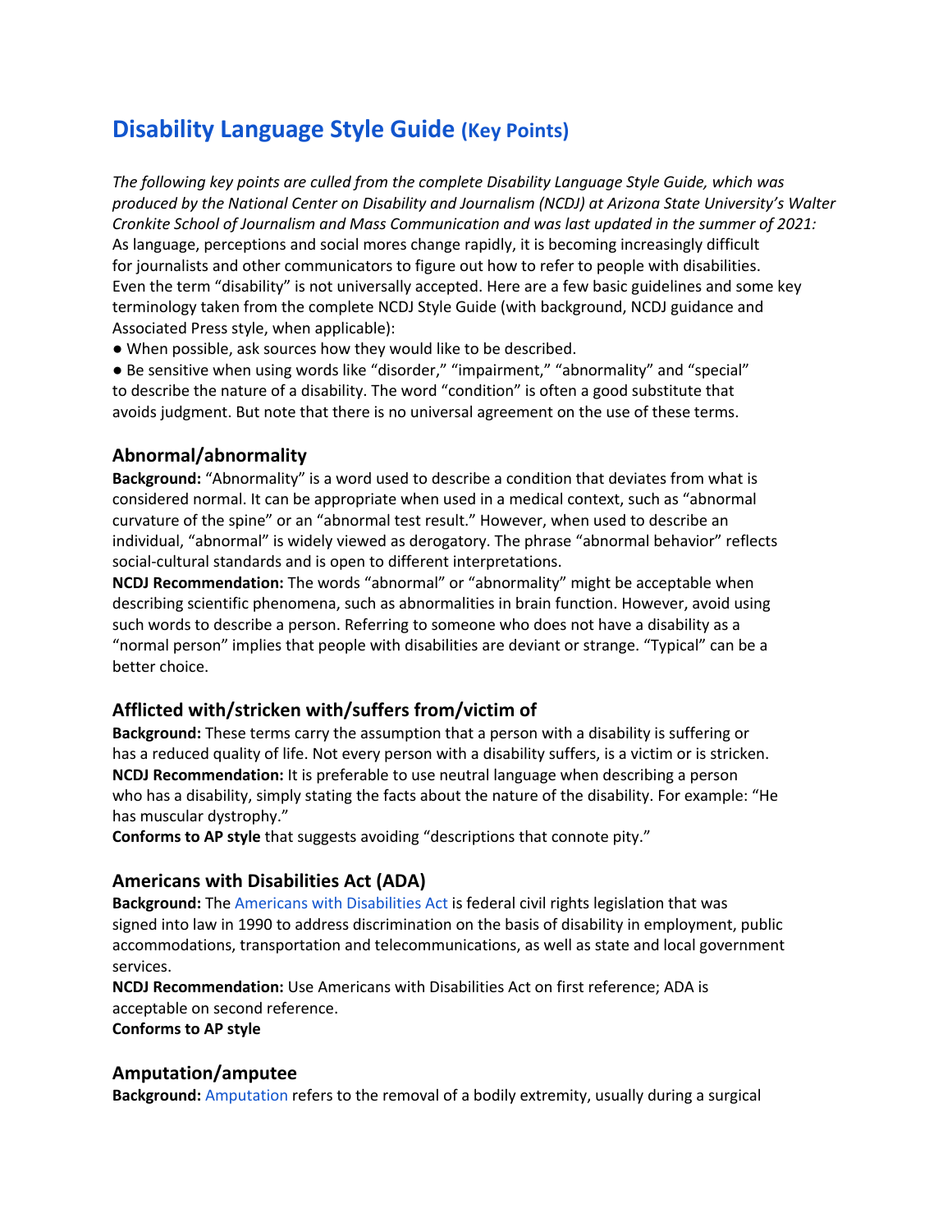# Disability Language Style Guide (Key Points)

*The following key points are culled from the complete Disability Language Style Guide, which was produced by the National Center on Disability and Journalism (NCDJ) at Arizona State University's Walter Cronkite School of Journalism and Mass Communication and was last updated in the summer of 2021:*

As language, perceptions and social mores change rapidly, it is becoming increasingly difficult for journalists and other communicators to figure out how to refer to people with disabilities. Even the term "disability" is not universally accepted. Here are a few basic guidelines and some key terminology taken from the complete NCDJ Style Guide (with background, NCDJ guidance and Associated Press style, when applicable):

- When possible, ask sources how they would like to be described.
- Be sensitive when using words like "disorder," "impairment," "abnormality" and "special" to describe the nature of a disability. The word "condition" is often a good substitute that avoids judgment. But note that there is no universal agreement on the use of these terms.

## Abnormal/abnormality

**Background:** "Abnormality" is a word used to describe a condition that deviates from what is considered normal. It can be appropriate when used in a medical context, such as "abnormal curvature of the spine" or an "abnormal test result." However, when used to describe an individual, "abnormal" is widely viewed as derogatory. The phrase "abnormal behavior" reflects social-cultural standards and is open to different interpretations.

**NCDJ Recommendation:** The words "abnormal" or "abnormality" might be acceptable when describing scientific phenomena, such as abnormalities in brain function. However, avoid using such words to describe a person. Referring to someone who does not have a disability as a "normal person" implies that people with disabilities are deviant or strange. "Typical" can be a better choice.

## Afflicted with/stricken with/suffers from/victim of

**Background:** These terms carry the assumption that a person with a disability is suffering or has a reduced quality of life. Not every person with a disability suffers, is a victim or is stricken.

**NCDJ Recommendation:** It is preferable to use neutral language when describing a person who has a disability, simply stating the facts about the nature of the disability. For example: "He has muscular dystrophy."

**Conforms to AP style** that suggests avoiding "descriptions that connote pity."

## Americans with Disabilities Act (ADA)

**Background:** The Americans with Disabilities Act is federal civil rights legislation that was signed into law in 1990 to address discrimination on the basis of disability in employment, public accommodations, transportation and telecommunications, as well as state and local government services.

**NCDJ Recommendation:** Use Americans with Disabilities Act on first reference; ADA is acceptable on second reference.

**Conforms to AP style**

## Amputation/amputee

**Background:** Amputation refers to the removal of a bodily extremity, usually during a surgical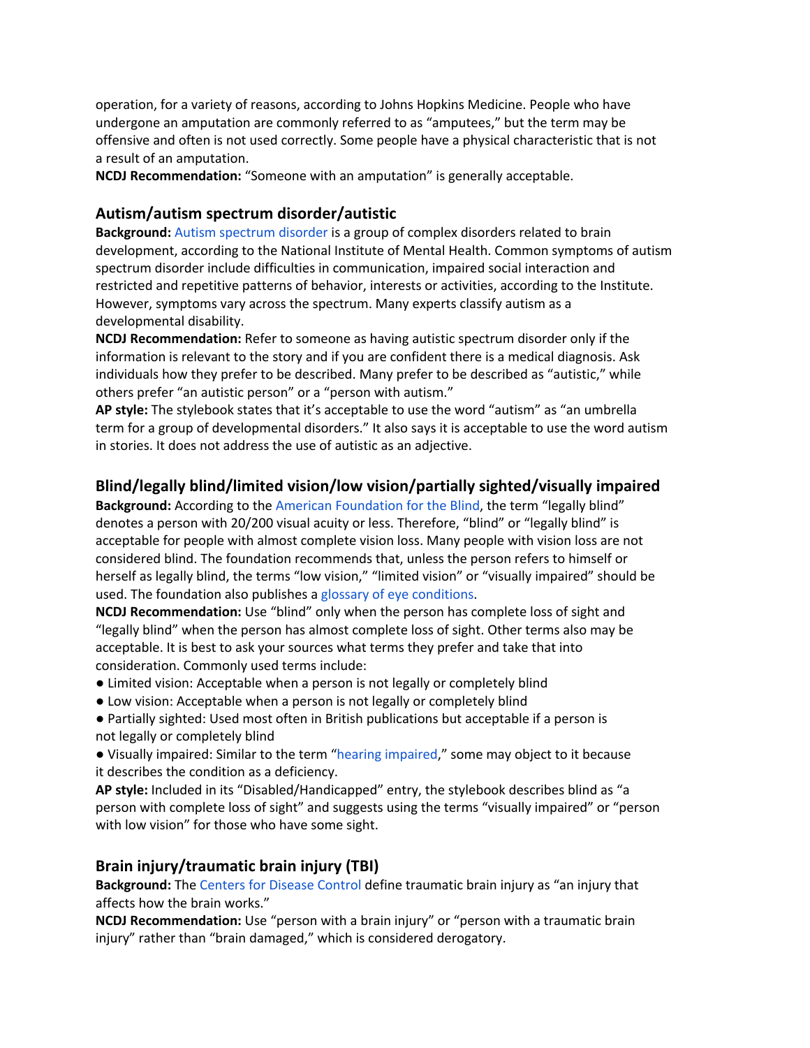operation, for a variety of reasons, according to Johns Hopkins Medicine. People who have undergone an amputation are commonly referred to as "amputees," but the term may be offensive and often is not used correctly. Some people have a physical characteristic that is not a result of an amputation.
**NCDJ Recommendation:** "Someone with an amputation" is generally acceptable.

### Autism/autism spectrum disorder/autistic

**Background:** Autism spectrum disorder is a group of complex disorders related to brain development, according to the National Institute of Mental Health. Common symptoms of autism spectrum disorder include difficulties in communication, impaired social interaction and restricted and repetitive patterns of behavior, interests or activities, according to the Institute. However, symptoms vary across the spectrum. Many experts classify autism as a developmental disability.
**NCDJ Recommendation:** Refer to someone as having autistic spectrum disorder only if the information is relevant to the story and if you are confident there is a medical diagnosis. Ask individuals how they prefer to be described. Many prefer to be described as "autistic," while others prefer "an autistic person" or a "person with autism."
**AP style:** The stylebook states that it's acceptable to use the word "autism" as "an umbrella term for a group of developmental disorders." It also says it is acceptable to use the word autism in stories. It does not address the use of autistic as an adjective.

### Blind/legally blind/limited vision/low vision/partially sighted/visually impaired

**Background:** According to the American Foundation for the Blind, the term "legally blind" denotes a person with 20/200 visual acuity or less. Therefore, "blind" or "legally blind" is acceptable for people with almost complete vision loss. Many people with vision loss are not considered blind. The foundation recommends that, unless the person refers to himself or herself as legally blind, the terms "low vision," "limited vision" or "visually impaired" should be used. The foundation also publishes a glossary of eye conditions.
**NCDJ Recommendation:** Use "blind" only when the person has complete loss of sight and "legally blind" when the person has almost complete loss of sight. Other terms also may be acceptable. It is best to ask your sources what terms they prefer and take that into consideration. Commonly used terms include:

- Limited vision: Acceptable when a person is not legally or completely blind
- Low vision: Acceptable when a person is not legally or completely blind
- Partially sighted: Used most often in British publications but acceptable if a person is not legally or completely blind
- Visually impaired: Similar to the term "hearing impaired," some may object to it because it describes the condition as a deficiency.

**AP style:** Included in its "Disabled/Handicapped" entry, the stylebook describes blind as "a person with complete loss of sight" and suggests using the terms "visually impaired" or "person with low vision" for those who have some sight.

### Brain injury/traumatic brain injury (TBI)

**Background:** The Centers for Disease Control define traumatic brain injury as "an injury that affects how the brain works."
**NCDJ Recommendation:** Use "person with a brain injury" or "person with a traumatic brain injury" rather than "brain damaged," which is considered derogatory.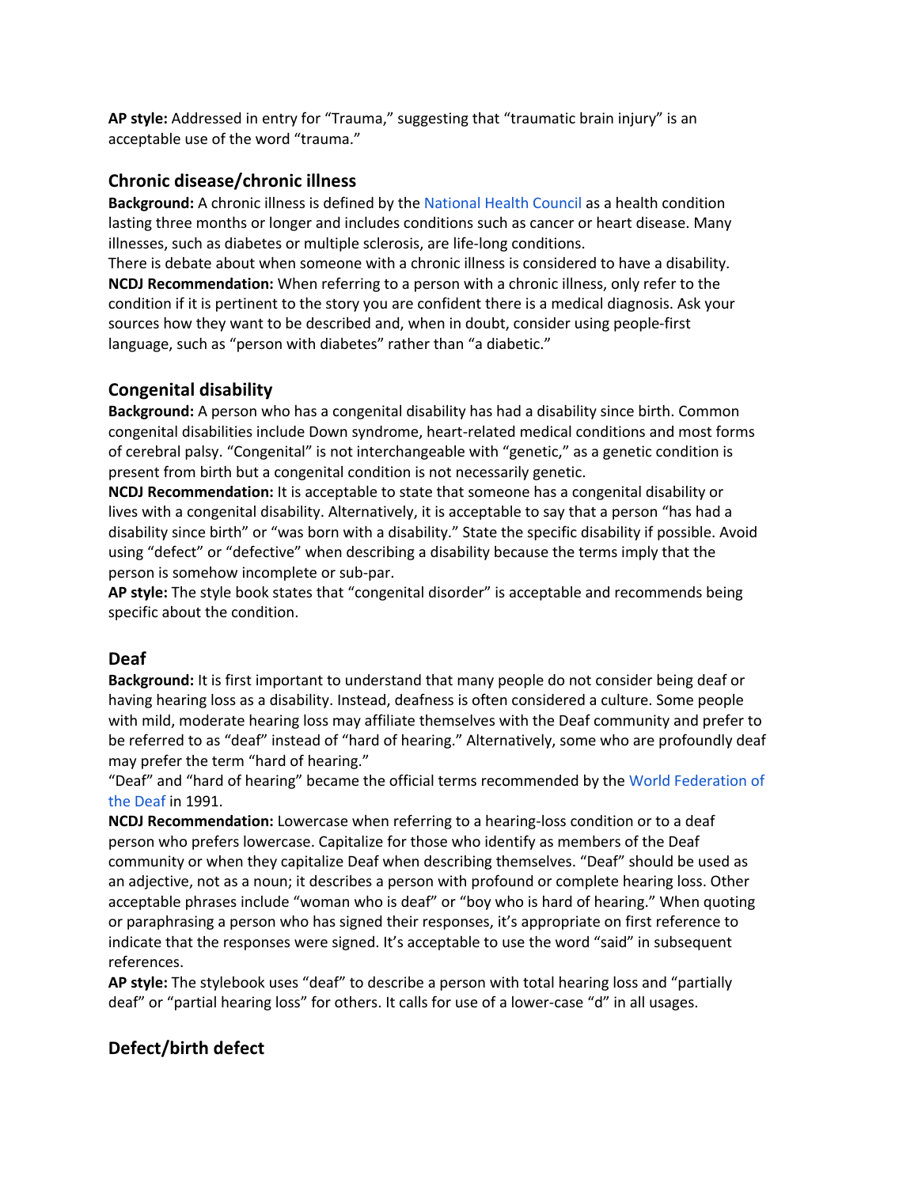**AP style:** Addressed in entry for "Trauma," suggesting that "traumatic brain injury" is an acceptable use of the word "trauma."

## Chronic disease/chronic illness

**Background:** A chronic illness is defined by the National Health Council as a health condition lasting three months or longer and includes conditions such as cancer or heart disease. Many illnesses, such as diabetes or multiple sclerosis, are life-long conditions.

There is debate about when someone with a chronic illness is considered to have a disability.

**NCDJ Recommendation:** When referring to a person with a chronic illness, only refer to the condition if it is pertinent to the story you are confident there is a medical diagnosis. Ask your sources how they want to be described and, when in doubt, consider using people-first language, such as "person with diabetes" rather than "a diabetic."

## Congenital disability

**Background:** A person who has a congenital disability has had a disability since birth. Common congenital disabilities include Down syndrome, heart-related medical conditions and most forms of cerebral palsy. "Congenital" is not interchangeable with "genetic," as a genetic condition is present from birth but a congenital condition is not necessarily genetic.

**NCDJ Recommendation:** It is acceptable to state that someone has a congenital disability or lives with a congenital disability. Alternatively, it is acceptable to say that a person "has had a disability since birth" or "was born with a disability." State the specific disability if possible. Avoid using "defect" or "defective" when describing a disability because the terms imply that the person is somehow incomplete or sub-par.

**AP style:** The style book states that "congenital disorder" is acceptable and recommends being specific about the condition.

## Deaf

**Background:** It is first important to understand that many people do not consider being deaf or having hearing loss as a disability. Instead, deafness is often considered a culture. Some people with mild, moderate hearing loss may affiliate themselves with the Deaf community and prefer to be referred to as "deaf" instead of "hard of hearing." Alternatively, some who are profoundly deaf may prefer the term "hard of hearing."

"Deaf" and "hard of hearing" became the official terms recommended by the World Federation of the Deaf in 1991.

**NCDJ Recommendation:** Lowercase when referring to a hearing-loss condition or to a deaf person who prefers lowercase. Capitalize for those who identify as members of the Deaf community or when they capitalize Deaf when describing themselves. "Deaf" should be used as an adjective, not as a noun; it describes a person with profound or complete hearing loss. Other acceptable phrases include "woman who is deaf" or "boy who is hard of hearing." When quoting or paraphrasing a person who has signed their responses, it's appropriate on first reference to indicate that the responses were signed. It's acceptable to use the word "said" in subsequent references.

**AP style:** The stylebook uses "deaf" to describe a person with total hearing loss and "partially deaf" or "partial hearing loss" for others. It calls for use of a lower-case "d" in all usages.

## Defect/birth defect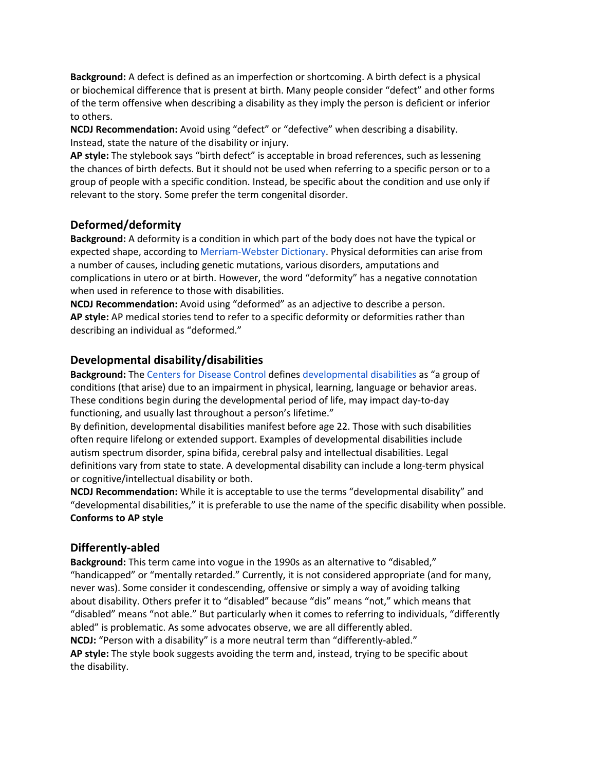**Background:** A defect is defined as an imperfection or shortcoming. A birth defect is a physical or biochemical difference that is present at birth. Many people consider "defect" and other forms of the term offensive when describing a disability as they imply the person is deficient or inferior to others.

**NCDJ Recommendation:** Avoid using "defect" or "defective" when describing a disability. Instead, state the nature of the disability or injury.

**AP style:** The stylebook says "birth defect" is acceptable in broad references, such as lessening the chances of birth defects. But it should not be used when referring to a specific person or to a group of people with a specific condition. Instead, be specific about the condition and use only if relevant to the story. Some prefer the term congenital disorder.

## Deformed/deformity

**Background:** A deformity is a condition in which part of the body does not have the typical or expected shape, according to Merriam-Webster Dictionary. Physical deformities can arise from a number of causes, including genetic mutations, various disorders, amputations and complications in utero or at birth. However, the word "deformity" has a negative connotation when used in reference to those with disabilities.

**NCDJ Recommendation:** Avoid using "deformed" as an adjective to describe a person.

**AP style:** AP medical stories tend to refer to a specific deformity or deformities rather than describing an individual as "deformed."

## Developmental disability/disabilities

**Background:** The Centers for Disease Control defines developmental disabilities as "a group of conditions (that arise) due to an impairment in physical, learning, language or behavior areas. These conditions begin during the developmental period of life, may impact day-to-day functioning, and usually last throughout a person's lifetime."

By definition, developmental disabilities manifest before age 22. Those with such disabilities often require lifelong or extended support. Examples of developmental disabilities include autism spectrum disorder, spina bifida, cerebral palsy and intellectual disabilities. Legal definitions vary from state to state. A developmental disability can include a long-term physical or cognitive/intellectual disability or both.

**NCDJ Recommendation:** While it is acceptable to use the terms "developmental disability" and "developmental disabilities," it is preferable to use the name of the specific disability when possible.

**Conforms to AP style**

## Differently-abled

**Background:** This term came into vogue in the 1990s as an alternative to "disabled," "handicapped" or "mentally retarded." Currently, it is not considered appropriate (and for many, never was). Some consider it condescending, offensive or simply a way of avoiding talking about disability. Others prefer it to "disabled" because "dis" means "not," which means that "disabled" means "not able." But particularly when it comes to referring to individuals, "differently abled" is problematic. As some advocates observe, we are all differently abled.

**NCDJ:** "Person with a disability" is a more neutral term than "differently-abled."

**AP style:** The style book suggests avoiding the term and, instead, trying to be specific about the disability.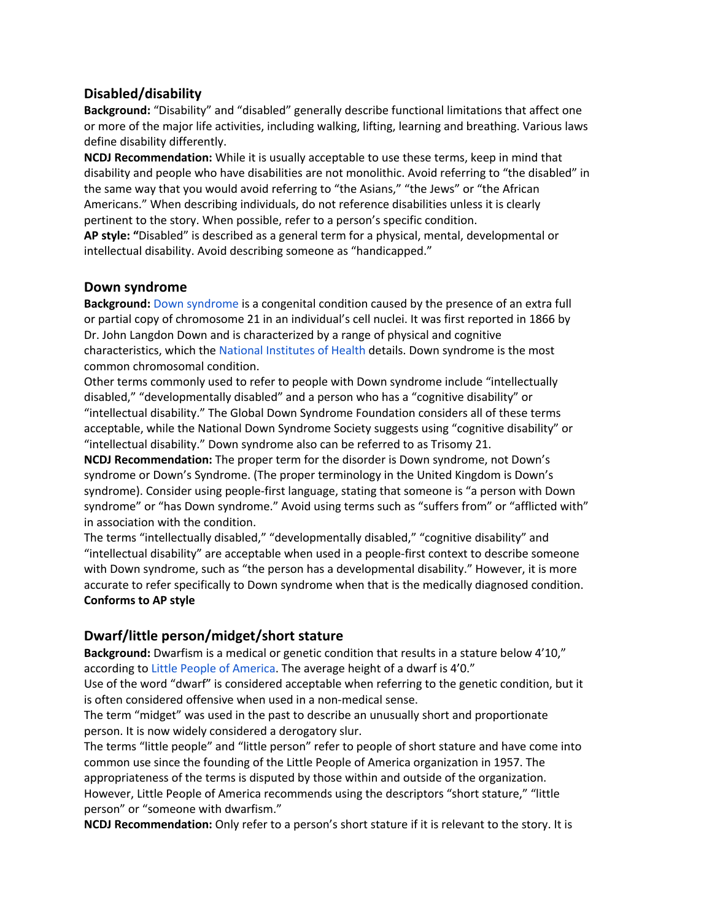## Disabled/disability

**Background:** "Disability" and "disabled" generally describe functional limitations that affect one or more of the major life activities, including walking, lifting, learning and breathing. Various laws define disability differently.

**NCDJ Recommendation:** While it is usually acceptable to use these terms, keep in mind that disability and people who have disabilities are not monolithic. Avoid referring to "the disabled" in the same way that you would avoid referring to "the Asians," "the Jews" or "the African Americans." When describing individuals, do not reference disabilities unless it is clearly pertinent to the story. When possible, refer to a person's specific condition.

**AP style: "**Disabled" is described as a general term for a physical, mental, developmental or intellectual disability. Avoid describing someone as "handicapped."

## Down syndrome

**Background:** Down syndrome is a congenital condition caused by the presence of an extra full or partial copy of chromosome 21 in an individual's cell nuclei. It was first reported in 1866 by Dr. John Langdon Down and is characterized by a range of physical and cognitive characteristics, which the National Institutes of Health details. Down syndrome is the most common chromosomal condition.

Other terms commonly used to refer to people with Down syndrome include "intellectually disabled," "developmentally disabled" and a person who has a "cognitive disability" or "intellectual disability." The Global Down Syndrome Foundation considers all of these terms acceptable, while the National Down Syndrome Society suggests using "cognitive disability" or "intellectual disability." Down syndrome also can be referred to as Trisomy 21.

**NCDJ Recommendation:** The proper term for the disorder is Down syndrome, not Down's syndrome or Down's Syndrome. (The proper terminology in the United Kingdom is Down's syndrome). Consider using people-first language, stating that someone is "a person with Down syndrome" or "has Down syndrome." Avoid using terms such as "suffers from" or "afflicted with" in association with the condition.

The terms "intellectually disabled," "developmentally disabled," "cognitive disability" and "intellectual disability" are acceptable when used in a people-first context to describe someone with Down syndrome, such as "the person has a developmental disability." However, it is more accurate to refer specifically to Down syndrome when that is the medically diagnosed condition.

**Conforms to AP style**

## Dwarf/little person/midget/short stature

**Background:** Dwarfism is a medical or genetic condition that results in a stature below 4'10," according to Little People of America. The average height of a dwarf is 4'0."

Use of the word "dwarf" is considered acceptable when referring to the genetic condition, but it is often considered offensive when used in a non-medical sense.

The term "midget" was used in the past to describe an unusually short and proportionate person. It is now widely considered a derogatory slur.

The terms "little people" and "little person" refer to people of short stature and have come into common use since the founding of the Little People of America organization in 1957. The appropriateness of the terms is disputed by those within and outside of the organization. However, Little People of America recommends using the descriptors "short stature," "little person" or "someone with dwarfism."

**NCDJ Recommendation:** Only refer to a person's short stature if it is relevant to the story. It is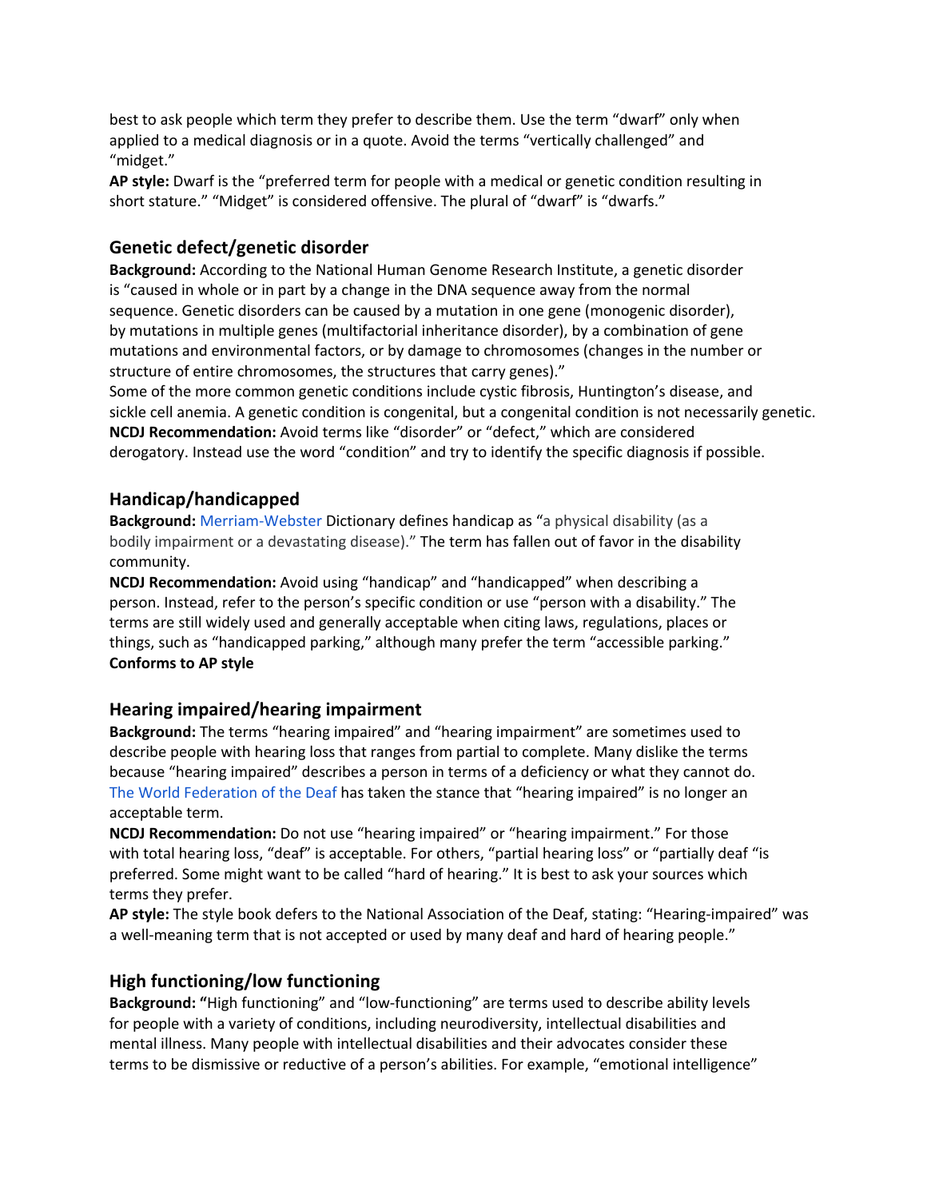best to ask people which term they prefer to describe them. Use the term "dwarf" only when applied to a medical diagnosis or in a quote. Avoid the terms "vertically challenged" and "midget."
**AP style:** Dwarf is the "preferred term for people with a medical or genetic condition resulting in short stature." "Midget" is considered offensive. The plural of "dwarf" is "dwarfs."

## Genetic defect/genetic disorder

**Background:** According to the National Human Genome Research Institute, a genetic disorder is "caused in whole or in part by a change in the DNA sequence away from the normal sequence. Genetic disorders can be caused by a mutation in one gene (monogenic disorder), by mutations in multiple genes (multifactorial inheritance disorder), by a combination of gene mutations and environmental factors, or by damage to chromosomes (changes in the number or structure of entire chromosomes, the structures that carry genes)."
Some of the more common genetic conditions include cystic fibrosis, Huntington's disease, and sickle cell anemia. A genetic condition is congenital, but a congenital condition is not necessarily genetic.
**NCDJ Recommendation:** Avoid terms like "disorder" or "defect," which are considered derogatory. Instead use the word "condition" and try to identify the specific diagnosis if possible.

## Handicap/handicapped

**Background:** Merriam-Webster Dictionary defines handicap as "a physical disability (as a bodily impairment or a devastating disease)." The term has fallen out of favor in the disability community.
**NCDJ Recommendation:** Avoid using "handicap" and "handicapped" when describing a person. Instead, refer to the person's specific condition or use "person with a disability." The terms are still widely used and generally acceptable when citing laws, regulations, places or things, such as "handicapped parking," although many prefer the term "accessible parking."
**Conforms to AP style**

## Hearing impaired/hearing impairment

**Background:** The terms "hearing impaired" and "hearing impairment" are sometimes used to describe people with hearing loss that ranges from partial to complete. Many dislike the terms because "hearing impaired" describes a person in terms of a deficiency or what they cannot do. The World Federation of the Deaf has taken the stance that "hearing impaired" is no longer an acceptable term.
**NCDJ Recommendation:** Do not use "hearing impaired" or "hearing impairment." For those with total hearing loss, "deaf" is acceptable. For others, "partial hearing loss" or "partially deaf "is preferred. Some might want to be called "hard of hearing." It is best to ask your sources which terms they prefer.
**AP style:** The style book defers to the National Association of the Deaf, stating: "Hearing-impaired" was a well-meaning term that is not accepted or used by many deaf and hard of hearing people."

## High functioning/low functioning

**Background:** "High functioning" and "low-functioning" are terms used to describe ability levels for people with a variety of conditions, including neurodiversity, intellectual disabilities and mental illness. Many people with intellectual disabilities and their advocates consider these terms to be dismissive or reductive of a person's abilities. For example, "emotional intelligence"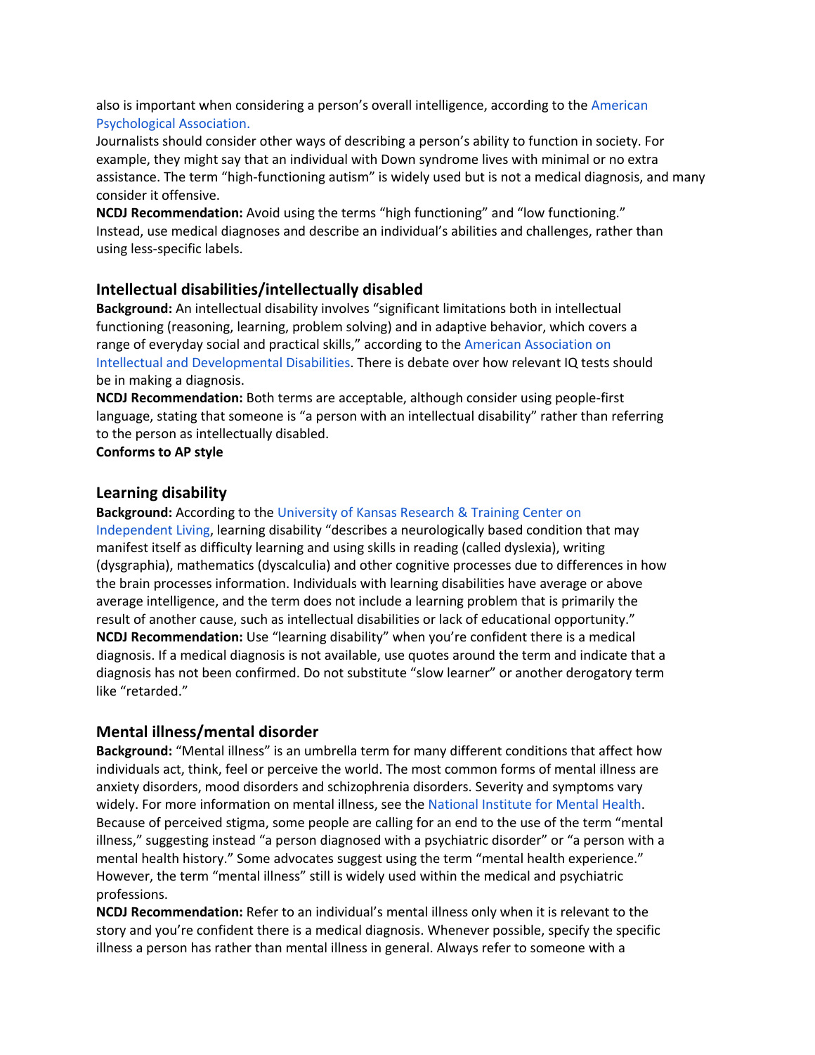also is important when considering a person's overall intelligence, according to the American Psychological Association.

Journalists should consider other ways of describing a person's ability to function in society. For example, they might say that an individual with Down syndrome lives with minimal or no extra assistance. The term "high-functioning autism" is widely used but is not a medical diagnosis, and many consider it offensive.

**NCDJ Recommendation:** Avoid using the terms "high functioning" and "low functioning." Instead, use medical diagnoses and describe an individual's abilities and challenges, rather than using less-specific labels.

## Intellectual disabilities/intellectually disabled

**Background:** An intellectual disability involves "significant limitations both in intellectual functioning (reasoning, learning, problem solving) and in adaptive behavior, which covers a range of everyday social and practical skills," according to the American Association on Intellectual and Developmental Disabilities. There is debate over how relevant IQ tests should be in making a diagnosis.

**NCDJ Recommendation:** Both terms are acceptable, although consider using people-first language, stating that someone is "a person with an intellectual disability" rather than referring to the person as intellectually disabled.

**Conforms to AP style**

## Learning disability

**Background:** According to the University of Kansas Research & Training Center on Independent Living, learning disability "describes a neurologically based condition that may manifest itself as difficulty learning and using skills in reading (called dyslexia), writing (dysgraphia), mathematics (dyscalculia) and other cognitive processes due to differences in how the brain processes information. Individuals with learning disabilities have average or above average intelligence, and the term does not include a learning problem that is primarily the result of another cause, such as intellectual disabilities or lack of educational opportunity."

**NCDJ Recommendation:** Use "learning disability" when you're confident there is a medical diagnosis. If a medical diagnosis is not available, use quotes around the term and indicate that a diagnosis has not been confirmed. Do not substitute "slow learner" or another derogatory term like "retarded."

## Mental illness/mental disorder

**Background:** "Mental illness" is an umbrella term for many different conditions that affect how individuals act, think, feel or perceive the world. The most common forms of mental illness are anxiety disorders, mood disorders and schizophrenia disorders. Severity and symptoms vary widely. For more information on mental illness, see the National Institute for Mental Health. Because of perceived stigma, some people are calling for an end to the use of the term "mental illness," suggesting instead "a person diagnosed with a psychiatric disorder" or "a person with a mental health history." Some advocates suggest using the term "mental health experience." However, the term "mental illness" still is widely used within the medical and psychiatric professions.

**NCDJ Recommendation:** Refer to an individual's mental illness only when it is relevant to the story and you're confident there is a medical diagnosis. Whenever possible, specify the specific illness a person has rather than mental illness in general. Always refer to someone with a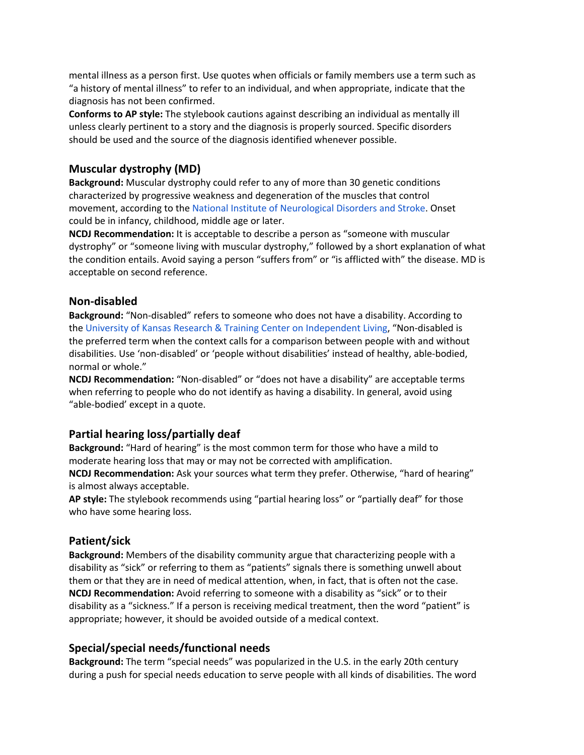mental illness as a person first. Use quotes when officials or family members use a term such as "a history of mental illness" to refer to an individual, and when appropriate, indicate that the diagnosis has not been confirmed.
**Conforms to AP style:** The stylebook cautions against describing an individual as mentally ill unless clearly pertinent to a story and the diagnosis is properly sourced. Specific disorders should be used and the source of the diagnosis identified whenever possible.

### Muscular dystrophy (MD)

**Background:** Muscular dystrophy could refer to any of more than 30 genetic conditions characterized by progressive weakness and degeneration of the muscles that control movement, according to the National Institute of Neurological Disorders and Stroke. Onset could be in infancy, childhood, middle age or later.
**NCDJ Recommendation:** It is acceptable to describe a person as "someone with muscular dystrophy" or "someone living with muscular dystrophy," followed by a short explanation of what the condition entails. Avoid saying a person "suffers from" or "is afflicted with" the disease. MD is acceptable on second reference.

### Non-disabled

**Background:** "Non-disabled" refers to someone who does not have a disability. According to the University of Kansas Research & Training Center on Independent Living, "Non-disabled is the preferred term when the context calls for a comparison between people with and without disabilities. Use 'non-disabled' or 'people without disabilities' instead of healthy, able-bodied, normal or whole."
**NCDJ Recommendation:** "Non-disabled" or "does not have a disability" are acceptable terms when referring to people who do not identify as having a disability. In general, avoid using "able-bodied' except in a quote.

### Partial hearing loss/partially deaf

**Background:** "Hard of hearing" is the most common term for those who have a mild to moderate hearing loss that may or may not be corrected with amplification.
**NCDJ Recommendation:** Ask your sources what term they prefer. Otherwise, "hard of hearing" is almost always acceptable.
**AP style:** The stylebook recommends using "partial hearing loss" or "partially deaf" for those who have some hearing loss.

### Patient/sick

**Background:** Members of the disability community argue that characterizing people with a disability as "sick" or referring to them as "patients" signals there is something unwell about them or that they are in need of medical attention, when, in fact, that is often not the case.
**NCDJ Recommendation:** Avoid referring to someone with a disability as "sick" or to their disability as a "sickness." If a person is receiving medical treatment, then the word "patient" is appropriate; however, it should be avoided outside of a medical context.

### Special/special needs/functional needs

**Background:** The term "special needs" was popularized in the U.S. in the early 20th century during a push for special needs education to serve people with all kinds of disabilities. The word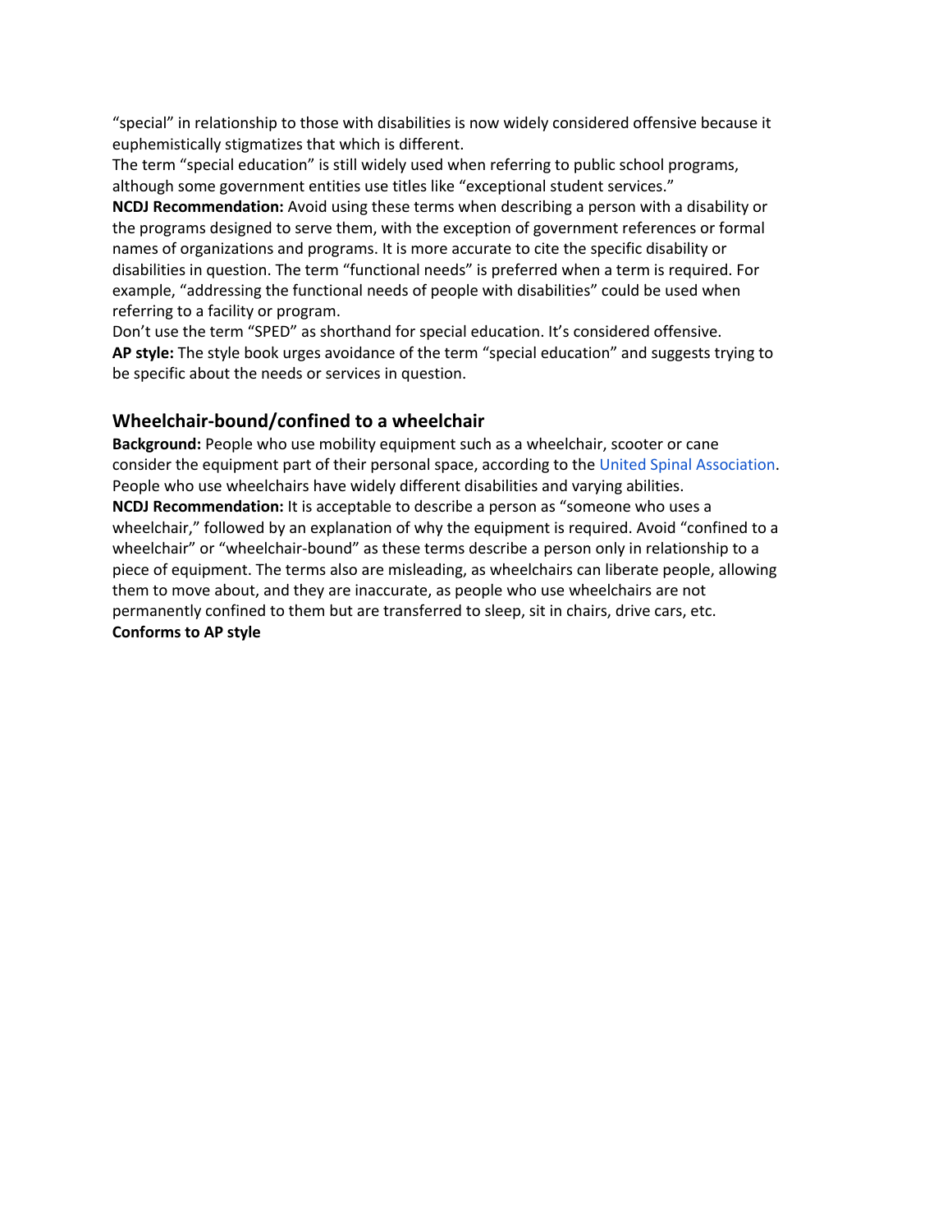"special" in relationship to those with disabilities is now widely considered offensive because it euphemistically stigmatizes that which is different.

The term "special education" is still widely used when referring to public school programs, although some government entities use titles like "exceptional student services."

**NCDJ Recommendation:** Avoid using these terms when describing a person with a disability or the programs designed to serve them, with the exception of government references or formal names of organizations and programs. It is more accurate to cite the specific disability or disabilities in question. The term "functional needs" is preferred when a term is required. For example, "addressing the functional needs of people with disabilities" could be used when referring to a facility or program.

Don't use the term "SPED" as shorthand for special education. It's considered offensive.

**AP style:** The style book urges avoidance of the term "special education" and suggests trying to be specific about the needs or services in question.

## Wheelchair-bound/confined to a wheelchair

**Background:** People who use mobility equipment such as a wheelchair, scooter or cane consider the equipment part of their personal space, according to the United Spinal Association. People who use wheelchairs have widely different disabilities and varying abilities.

**NCDJ Recommendation:** It is acceptable to describe a person as "someone who uses a wheelchair," followed by an explanation of why the equipment is required. Avoid "confined to a wheelchair" or "wheelchair-bound" as these terms describe a person only in relationship to a piece of equipment. The terms also are misleading, as wheelchairs can liberate people, allowing them to move about, and they are inaccurate, as people who use wheelchairs are not permanently confined to them but are transferred to sleep, sit in chairs, drive cars, etc.

**Conforms to AP style**